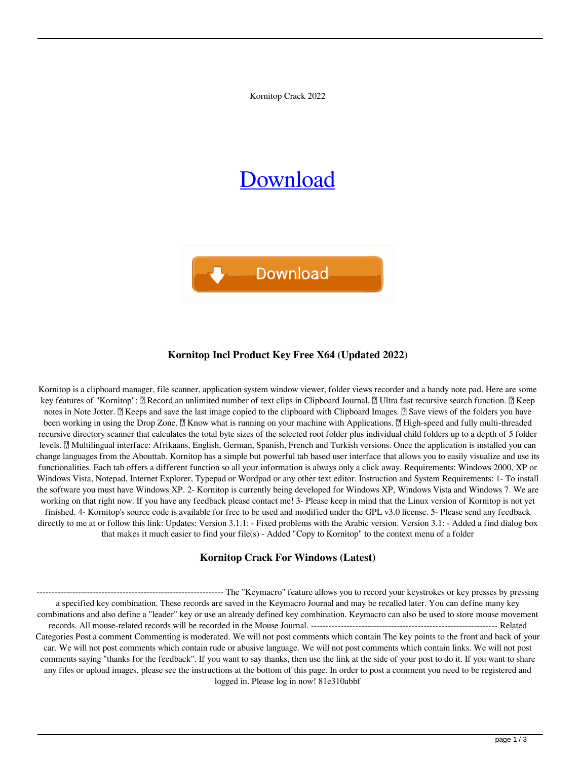Kornitop Crack 2022

Download

Download

### Kornitop Incl Product Key Free X64 (Updated 2022)

Kornitop is a clipboard manager, file scanner, application system window viewer, folder views recorder and a handy note pad. Here are some key features of "Kornitop": ▯ Record an unlimited number of text clips in Clipboard Journal. ▯ Ultra fast recursive search function. ▯ Keep notes in Note Jotter. ▯ Keeps and save the last image copied to the clipboard with Clipboard Images. ▯ Save views of the folders you have been working in using the Drop Zone. ▯ Know what is running on your machine with Applications. ▯ High-speed and fully multi-threaded recursive directory scanner that calculates the total byte sizes of the selected root folder plus individual child folders up to a depth of 5 folder levels. ▯ Multilingual interface: Afrikaans, English, German, Spanish, French and Turkish versions. Once the application is installed you can change languages from the Abouttab. Kornitop has a simple but powerful tab based user interface that allows you to easily visualize and use its functionalities. Each tab offers a different function so all your information is always only a click away. Requirements: Windows 2000, XP or Windows Vista, Notepad, Internet Explorer, Typepad or Wordpad or any other text editor. Instruction and System Requirements: 1- To install the software you must have Windows XP. 2- Kornitop is currently being developed for Windows XP, Windows Vista and Windows 7. We are working on that right now. If you have any feedback please contact me! 3- Please keep in mind that the Linux version of Kornitop is not yet finished. 4- Kornitop's source code is available for free to be used and modified under the GPL v3.0 license. 5- Please send any feedback directly to me at or follow this link: Updates: Version 3.1.1: - Fixed problems with the Arabic version. Version 3.1: - Added a find dialog box that makes it much easier to find your file(s) - Added "Copy to Kornitop" to the context menu of a folder

### Kornitop Crack For Windows (Latest)

--------------------------------------------------------------- The "Keymacro" feature allows you to record your keystrokes or key presses by pressing a specified key combination. These records are saved in the Keymacro Journal and may be recalled later. You can define many key combinations and also define a "leader" key or use an already defined key combination. Keymacro can also be used to store mouse movement records. All mouse-related records will be recorded in the Mouse Journal. --------------------------------------------------------------- Related Categories Post a comment Commenting is moderated. We will not post comments which contain The key points to the front and back of your car. We will not post comments which contain rude or abusive language. We will not post comments which contain links. We will not post comments saying "thanks for the feedback". If you want to say thanks, then use the link at the side of your post to do it. If you want to share any files or upload images, please see the instructions at the bottom of this page. In order to post a comment you need to be registered and logged in. Please log in now! 81e310abbf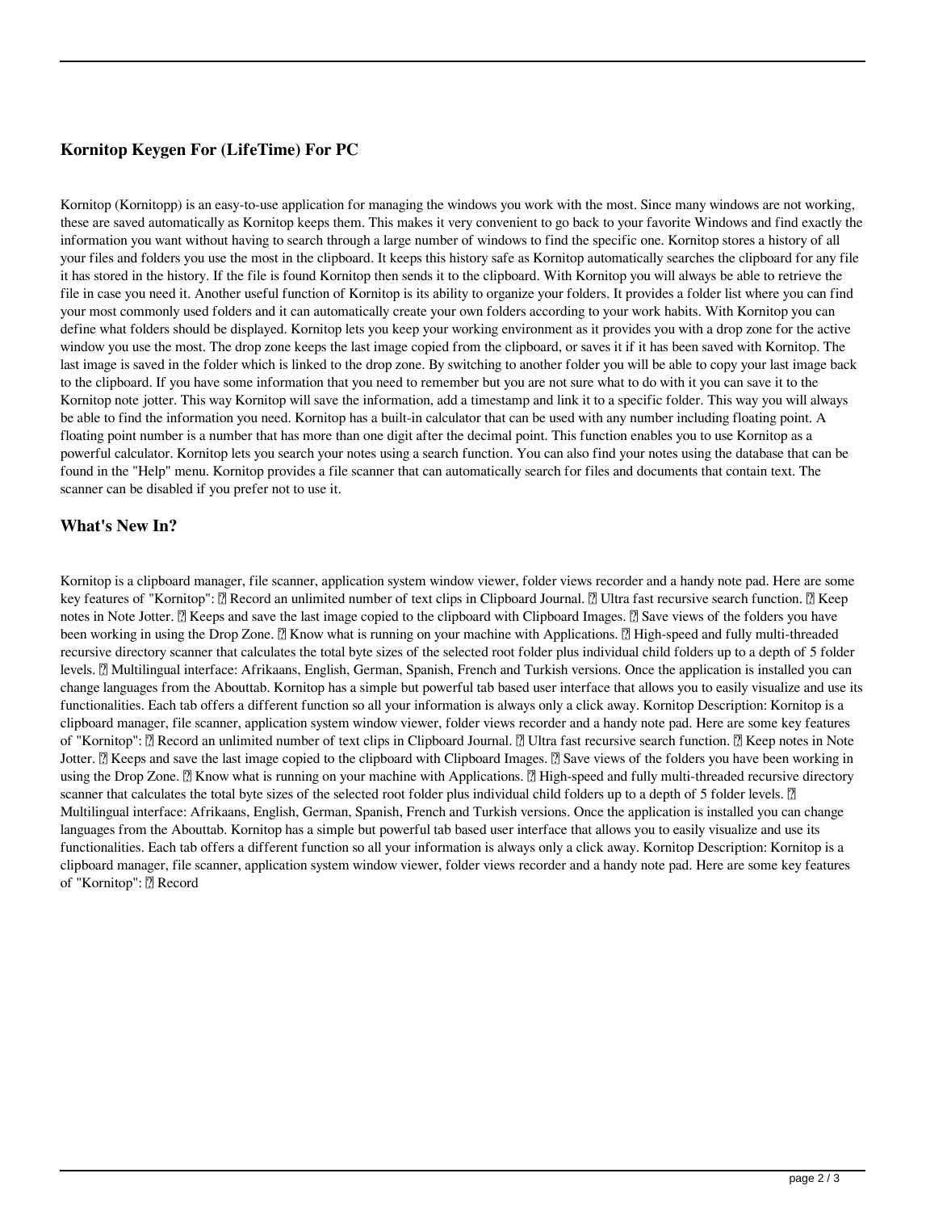### Kornitop Keygen For (LifeTime) For PC

Kornitop (Kornitopp) is an easy-to-use application for managing the windows you work with the most. Since many windows are not working, these are saved automatically as Kornitop keeps them. This makes it very convenient to go back to your favorite Windows and find exactly the information you want without having to search through a large number of windows to find the specific one. Kornitop stores a history of all your files and folders you use the most in the clipboard. It keeps this history safe as Kornitop automatically searches the clipboard for any file it has stored in the history. If the file is found Kornitop then sends it to the clipboard. With Kornitop you will always be able to retrieve the file in case you need it. Another useful function of Kornitop is its ability to organize your folders. It provides a folder list where you can find your most commonly used folders and it can automatically create your own folders according to your work habits. With Kornitop you can define what folders should be displayed. Kornitop lets you keep your working environment as it provides you with a drop zone for the active window you use the most. The drop zone keeps the last image copied from the clipboard, or saves it if it has been saved with Kornitop. The last image is saved in the folder which is linked to the drop zone. By switching to another folder you will be able to copy your last image back to the clipboard. If you have some information that you need to remember but you are not sure what to do with it you can save it to the Kornitop note jotter. This way Kornitop will save the information, add a timestamp and link it to a specific folder. This way you will always be able to find the information you need. Kornitop has a built-in calculator that can be used with any number including floating point. A floating point number is a number that has more than one digit after the decimal point. This function enables you to use Kornitop as a powerful calculator. Kornitop lets you search your notes using a search function. You can also find your notes using the database that can be found in the "Help" menu. Kornitop provides a file scanner that can automatically search for files and documents that contain text. The scanner can be disabled if you prefer not to use it.

### What's New In?

Kornitop is a clipboard manager, file scanner, application system window viewer, folder views recorder and a handy note pad. Here are some key features of "Kornitop": ▯ Record an unlimited number of text clips in Clipboard Journal. ▯ Ultra fast recursive search function. ▯ Keep notes in Note Jotter. ▯ Keeps and save the last image copied to the clipboard with Clipboard Images. ▯ Save views of the folders you have been working in using the Drop Zone. ▯ Know what is running on your machine with Applications. ▯ High-speed and fully multi-threaded recursive directory scanner that calculates the total byte sizes of the selected root folder plus individual child folders up to a depth of 5 folder levels. ▯ Multilingual interface: Afrikaans, English, German, Spanish, French and Turkish versions. Once the application is installed you can change languages from the Abouttab. Kornitop has a simple but powerful tab based user interface that allows you to easily visualize and use its functionalities. Each tab offers a different function so all your information is always only a click away. Kornitop Description: Kornitop is a clipboard manager, file scanner, application system window viewer, folder views recorder and a handy note pad. Here are some key features of "Kornitop": ▯ Record an unlimited number of text clips in Clipboard Journal. ▯ Ultra fast recursive search function. ▯ Keep notes in Note Jotter. ▯ Keeps and save the last image copied to the clipboard with Clipboard Images. ▯ Save views of the folders you have been working in using the Drop Zone. ▯ Know what is running on your machine with Applications. ▯ High-speed and fully multi-threaded recursive directory scanner that calculates the total byte sizes of the selected root folder plus individual child folders up to a depth of 5 folder levels. ▯ Multilingual interface: Afrikaans, English, German, Spanish, French and Turkish versions. Once the application is installed you can change languages from the Abouttab. Kornitop has a simple but powerful tab based user interface that allows you to easily visualize and use its functionalities. Each tab offers a different function so all your information is always only a click away. Kornitop Description: Kornitop is a clipboard manager, file scanner, application system window viewer, folder views recorder and a handy note pad. Here are some key features of "Kornitop": ▯ Record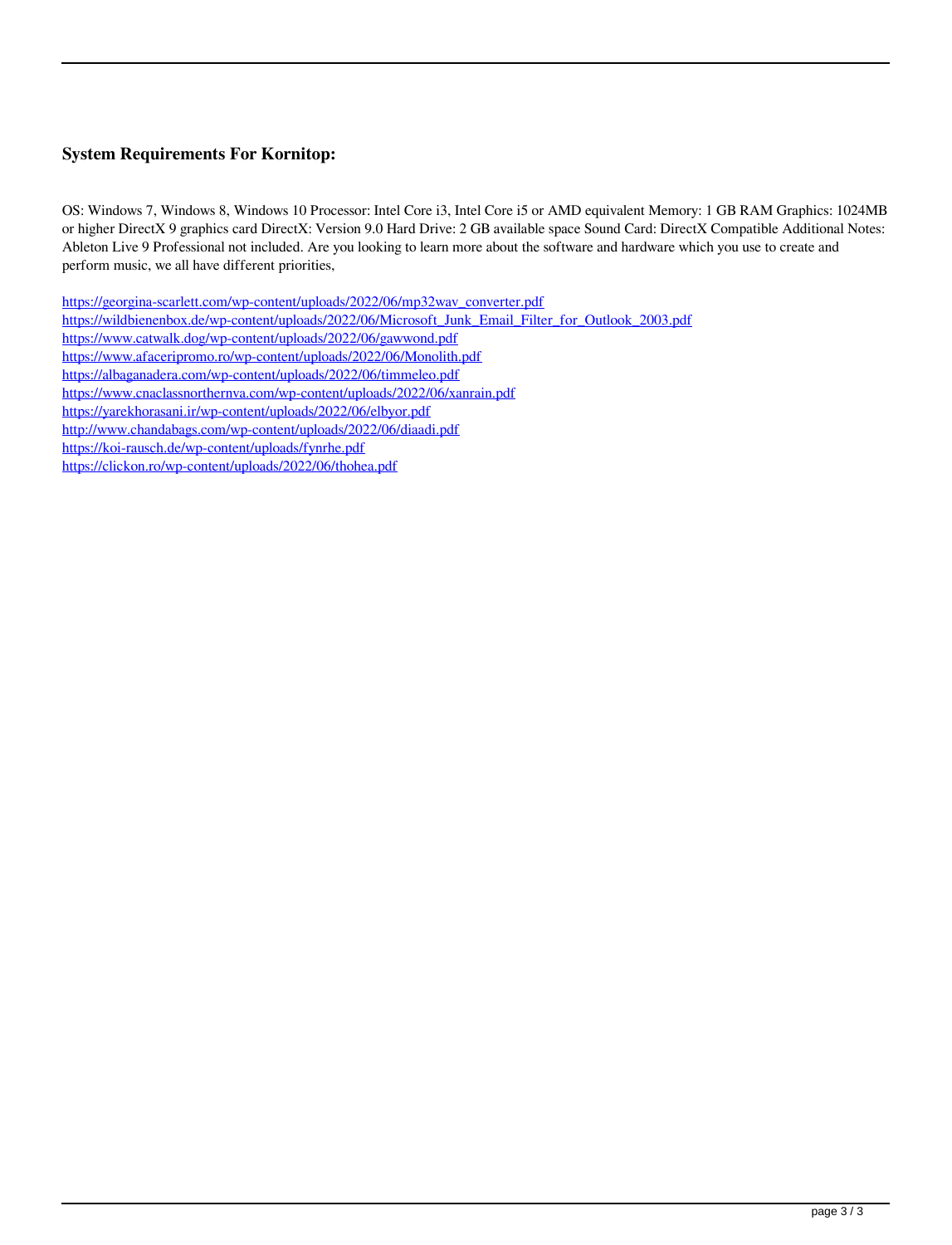### System Requirements For Kornitop:

OS: Windows 7, Windows 8, Windows 10 Processor: Intel Core i3, Intel Core i5 or AMD equivalent Memory: 1 GB RAM Graphics: 1024MB or higher DirectX 9 graphics card DirectX: Version 9.0 Hard Drive: 2 GB available space Sound Card: DirectX Compatible Additional Notes: Ableton Live 9 Professional not included. Are you looking to learn more about the software and hardware which you use to create and perform music, we all have different priorities,

https://georgina-scarlett.com/wp-content/uploads/2022/06/mp32wav_converter.pdf
https://wildbienenbox.de/wp-content/uploads/2022/06/Microsoft_Junk_Email_Filter_for_Outlook_2003.pdf
https://www.catwalk.dog/wp-content/uploads/2022/06/gawwond.pdf
https://www.afaceripromo.ro/wp-content/uploads/2022/06/Monolith.pdf
https://albaganadera.com/wp-content/uploads/2022/06/timmeleo.pdf
https://www.cnaclassnorthernva.com/wp-content/uploads/2022/06/xanrain.pdf
https://yarekhorasani.ir/wp-content/uploads/2022/06/elbyor.pdf
http://www.chandabags.com/wp-content/uploads/2022/06/diaadi.pdf
https://koi-rausch.de/wp-content/uploads/fynrhe.pdf
https://clickon.ro/wp-content/uploads/2022/06/thohea.pdf